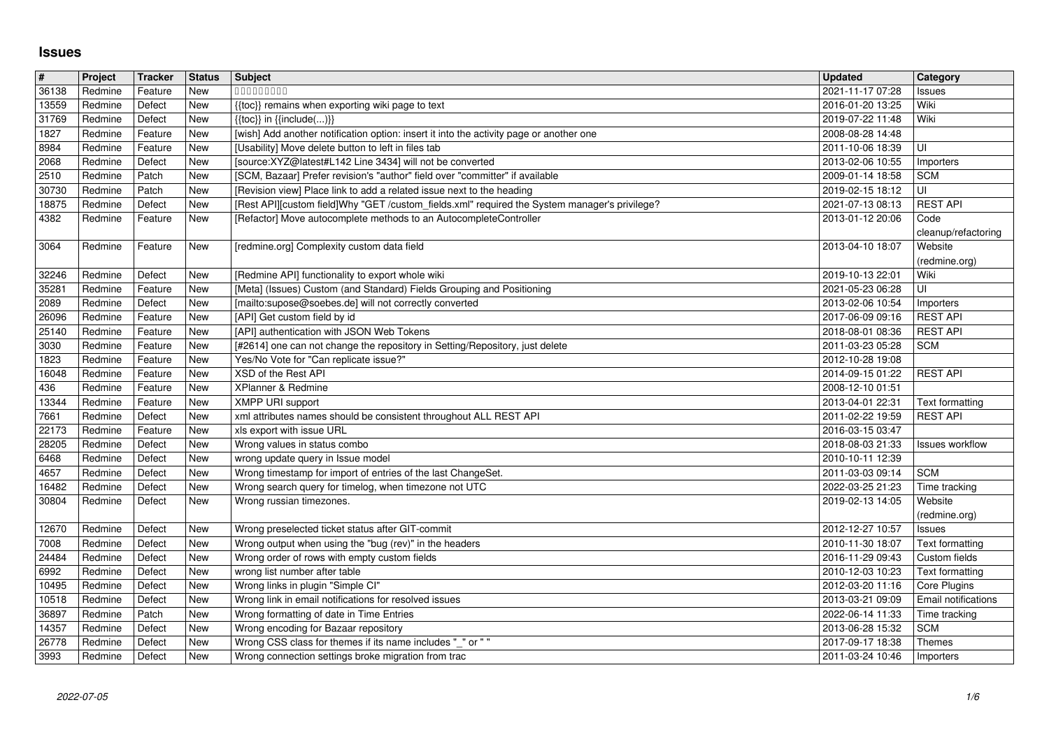# Issues

| # | Project | Tracker | Status | Subject | Updated | Category |
|---|---|---|---|---|---|---|
| 36138 | Redmine | Feature | New | ��������� | 2021-11-17 07:28 | Issues |
| 13559 | Redmine | Defect | New | {{toc}} remains when exporting wiki page to text | 2016-01-20 13:25 | Wiki |
| 31769 | Redmine | Defect | New | {{toc}} in {{include(...)}} | 2019-07-22 11:48 | Wiki |
| 1827 | Redmine | Feature | New | [wish] Add another notification option: insert it into the activity page or another one | 2008-08-28 14:48 | |
| 8984 | Redmine | Feature | New | [Usability] Move delete button to left in files tab | 2011-10-06 18:39 | UI |
| 2068 | Redmine | Defect | New | [source:XYZ@latest#L142 Line 3434] will not be converted | 2013-02-06 10:55 | Importers |
| 2510 | Redmine | Patch | New | [SCM, Bazaar] Prefer revision's "author" field over "committer" if available | 2009-01-14 18:58 | SCM |
| 30730 | Redmine | Patch | New | [Revision view] Place link to add a related issue next to the heading | 2019-02-15 18:12 | UI |
| 18875 | Redmine | Defect | New | [Rest API][custom field]Why "GET /custom_fields.xml" required the System manager's privilege? | 2021-07-13 08:13 | REST API |
| 4382 | Redmine | Feature | New | [Refactor] Move autocomplete methods to an AutocompleteController | 2013-01-12 20:06 | Code cleanup/refactoring |
| 3064 | Redmine | Feature | New | [redmine.org] Complexity custom data field | 2013-04-10 18:07 | Website (redmine.org) |
| 32246 | Redmine | Defect | New | [Redmine API] functionality to export whole wiki | 2019-10-13 22:01 | Wiki |
| 35281 | Redmine | Feature | New | [Meta] (Issues) Custom (and Standard) Fields Grouping and Positioning | 2021-05-23 06:28 | UI |
| 2089 | Redmine | Defect | New | [mailto:supose@soebes.de] will not correctly converted | 2013-02-06 10:54 | Importers |
| 26096 | Redmine | Feature | New | [API] Get custom field by id | 2017-06-09 09:16 | REST API |
| 25140 | Redmine | Feature | New | [API] authentication with JSON Web Tokens | 2018-08-01 08:36 | REST API |
| 3030 | Redmine | Feature | New | [#2614] one can not change the repository in Setting/Repository, just delete | 2011-03-23 05:28 | SCM |
| 1823 | Redmine | Feature | New | Yes/No Vote for "Can replicate issue?" | 2012-10-28 19:08 | |
| 16048 | Redmine | Feature | New | XSD of the Rest API | 2014-09-15 01:22 | REST API |
| 436 | Redmine | Feature | New | XPlanner & Redmine | 2008-12-10 01:51 | |
| 13344 | Redmine | Feature | New | XMPP URI support | 2013-04-01 22:31 | Text formatting |
| 7661 | Redmine | Defect | New | xml attributes names should be consistent throughout ALL REST API | 2011-02-22 19:59 | REST API |
| 22173 | Redmine | Feature | New | xls export with issue URL | 2016-03-15 03:47 | |
| 28205 | Redmine | Defect | New | Wrong values in status combo | 2018-08-03 21:33 | Issues workflow |
| 6468 | Redmine | Defect | New | wrong update query in Issue model | 2010-10-11 12:39 | |
| 4657 | Redmine | Defect | New | Wrong timestamp for import of entries of the last ChangeSet. | 2011-03-03 09:14 | SCM |
| 16482 | Redmine | Defect | New | Wrong search query for timelog, when timezone not UTC | 2022-03-25 21:23 | Time tracking |
| 30804 | Redmine | Defect | New | Wrong russian timezones. | 2019-02-13 14:05 | Website (redmine.org) |
| 12670 | Redmine | Defect | New | Wrong preselected ticket status after GIT-commit | 2012-12-27 10:57 | Issues |
| 7008 | Redmine | Defect | New | Wrong output when using the "bug (rev)" in the headers | 2010-11-30 18:07 | Text formatting |
| 24484 | Redmine | Defect | New | Wrong order of rows with empty custom fields | 2016-11-29 09:43 | Custom fields |
| 6992 | Redmine | Defect | New | wrong list number after table | 2010-12-03 10:23 | Text formatting |
| 10495 | Redmine | Defect | New | Wrong links in plugin "Simple CI" | 2012-03-20 11:16 | Core Plugins |
| 10518 | Redmine | Defect | New | Wrong link in email notifications for resolved issues | 2013-03-21 09:09 | Email notifications |
| 36897 | Redmine | Patch | New | Wrong formatting of date in Time Entries | 2022-06-14 11:33 | Time tracking |
| 14357 | Redmine | Defect | New | Wrong encoding for Bazaar repository | 2013-06-28 15:32 | SCM |
| 26778 | Redmine | Defect | New | Wrong CSS class for themes if its name includes "_" or " " | 2017-09-17 18:38 | Themes |
| 3993 | Redmine | Defect | New | Wrong connection settings broke migration from trac | 2011-03-24 10:46 | Importers |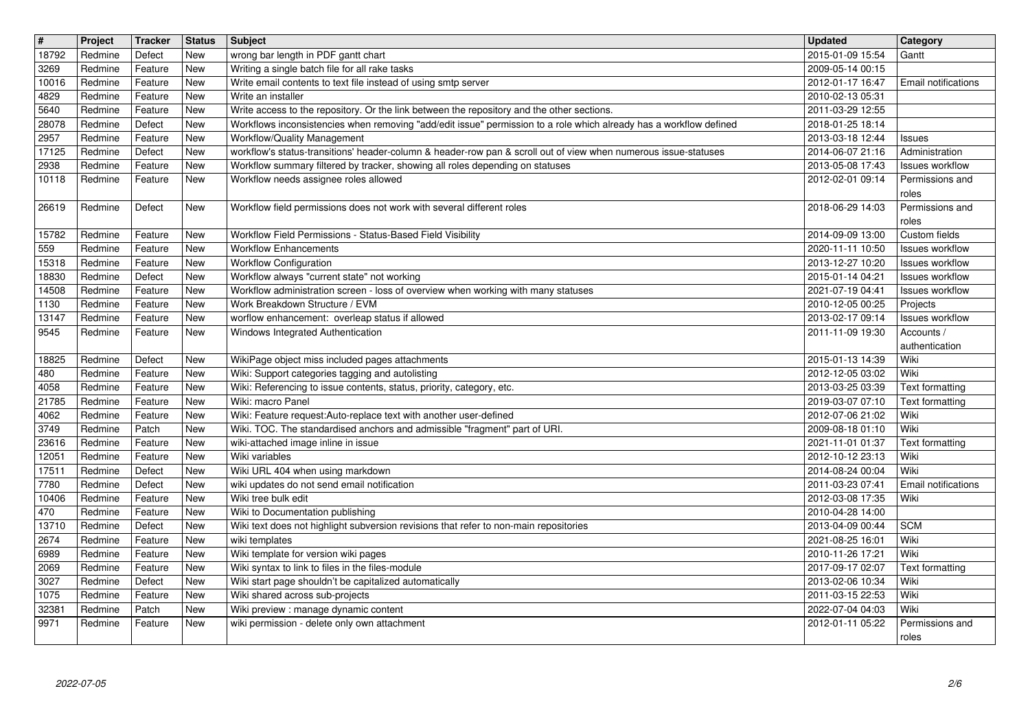| # | Project | Tracker | Status | Subject | Updated | Category |
|---|---|---|---|---|---|---|
| 18792 | Redmine | Defect | New | wrong bar length in PDF gantt chart | 2015-01-09 15:54 | Gantt |
| 3269 | Redmine | Feature | New | Writing a single batch file for all rake tasks | 2009-05-14 00:15 | |
| 10016 | Redmine | Feature | New | Write email contents to text file instead of using smtp server | 2012-01-17 16:47 | Email notifications |
| 4829 | Redmine | Feature | New | Write an installer | 2010-02-13 05:31 | |
| 5640 | Redmine | Feature | New | Write access to the repository. Or the link between the repository and the other sections. | 2011-03-29 12:55 | |
| 28078 | Redmine | Defect | New | Workflows inconsistencies when removing "add/edit issue" permission to a role which already has a workflow defined | 2018-01-25 18:14 | |
| 2957 | Redmine | Feature | New | Workflow/Quality Management | 2013-03-18 12:44 | Issues |
| 17125 | Redmine | Defect | New | workflow's status-transitions' header-column & header-row pan & scroll out of view when numerous issue-statuses | 2014-06-07 21:16 | Administration |
| 2938 | Redmine | Feature | New | Workflow summary filtered by tracker, showing all roles depending on statuses | 2013-05-08 17:43 | Issues workflow |
| 10118 | Redmine | Feature | New | Workflow needs assignee roles allowed | 2012-02-01 09:14 | Permissions and roles |
| 26619 | Redmine | Defect | New | Workflow field permissions does not work with several different roles | 2018-06-29 14:03 | Permissions and roles |
| 15782 | Redmine | Feature | New | Workflow Field Permissions - Status-Based Field Visibility | 2014-09-09 13:00 | Custom fields |
| 559 | Redmine | Feature | New | Workflow Enhancements | 2020-11-11 10:50 | Issues workflow |
| 15318 | Redmine | Feature | New | Workflow Configuration | 2013-12-27 10:20 | Issues workflow |
| 18830 | Redmine | Defect | New | Workflow always "current state" not working | 2015-01-14 04:21 | Issues workflow |
| 14508 | Redmine | Feature | New | Workflow administration screen - loss of overview when working with many statuses | 2021-07-19 04:41 | Issues workflow |
| 1130 | Redmine | Feature | New | Work Breakdown Structure / EVM | 2010-12-05 00:25 | Projects |
| 13147 | Redmine | Feature | New | worflow enhancement: overleap status if allowed | 2013-02-17 09:14 | Issues workflow |
| 9545 | Redmine | Feature | New | Windows Integrated Authentication | 2011-11-09 19:30 | Accounts / authentication |
| 18825 | Redmine | Defect | New | WikiPage object miss included pages attachments | 2015-01-13 14:39 | Wiki |
| 480 | Redmine | Feature | New | Wiki: Support categories tagging and autolisting | 2012-12-05 03:02 | Wiki |
| 4058 | Redmine | Feature | New | Wiki: Referencing to issue contents, status, priority, category, etc. | 2013-03-25 03:39 | Text formatting |
| 21785 | Redmine | Feature | New | Wiki: macro Panel | 2019-03-07 07:10 | Text formatting |
| 4062 | Redmine | Feature | New | Wiki: Feature request:Auto-replace text with another user-defined | 2012-07-06 21:02 | Wiki |
| 3749 | Redmine | Patch | New | Wiki. TOC. The standardised anchors and admissible "fragment" part of URI. | 2009-08-18 01:10 | Wiki |
| 23616 | Redmine | Feature | New | wiki-attached image inline in issue | 2021-11-01 01:37 | Text formatting |
| 12051 | Redmine | Feature | New | Wiki variables | 2012-10-12 23:13 | Wiki |
| 17511 | Redmine | Defect | New | Wiki URL 404 when using markdown | 2014-08-24 00:04 | Wiki |
| 7780 | Redmine | Defect | New | wiki updates do not send email notification | 2011-03-23 07:41 | Email notifications |
| 10406 | Redmine | Feature | New | Wiki tree bulk edit | 2012-03-08 17:35 | Wiki |
| 470 | Redmine | Feature | New | Wiki to Documentation publishing | 2010-04-28 14:00 | |
| 13710 | Redmine | Defect | New | Wiki text does not highlight subversion revisions that refer to non-main repositories | 2013-04-09 00:44 | SCM |
| 2674 | Redmine | Feature | New | wiki templates | 2021-08-25 16:01 | Wiki |
| 6989 | Redmine | Feature | New | Wiki template for version wiki pages | 2010-11-26 17:21 | Wiki |
| 2069 | Redmine | Feature | New | Wiki syntax to link to files in the files-module | 2017-09-17 02:07 | Text formatting |
| 3027 | Redmine | Defect | New | Wiki start page shouldn't be capitalized automatically | 2013-02-06 10:34 | Wiki |
| 1075 | Redmine | Feature | New | Wiki shared across sub-projects | 2011-03-15 22:53 | Wiki |
| 32381 | Redmine | Patch | New | Wiki preview : manage dynamic content | 2022-07-04 04:03 | Wiki |
| 9971 | Redmine | Feature | New | wiki permission - delete only own attachment | 2012-01-11 05:22 | Permissions and roles |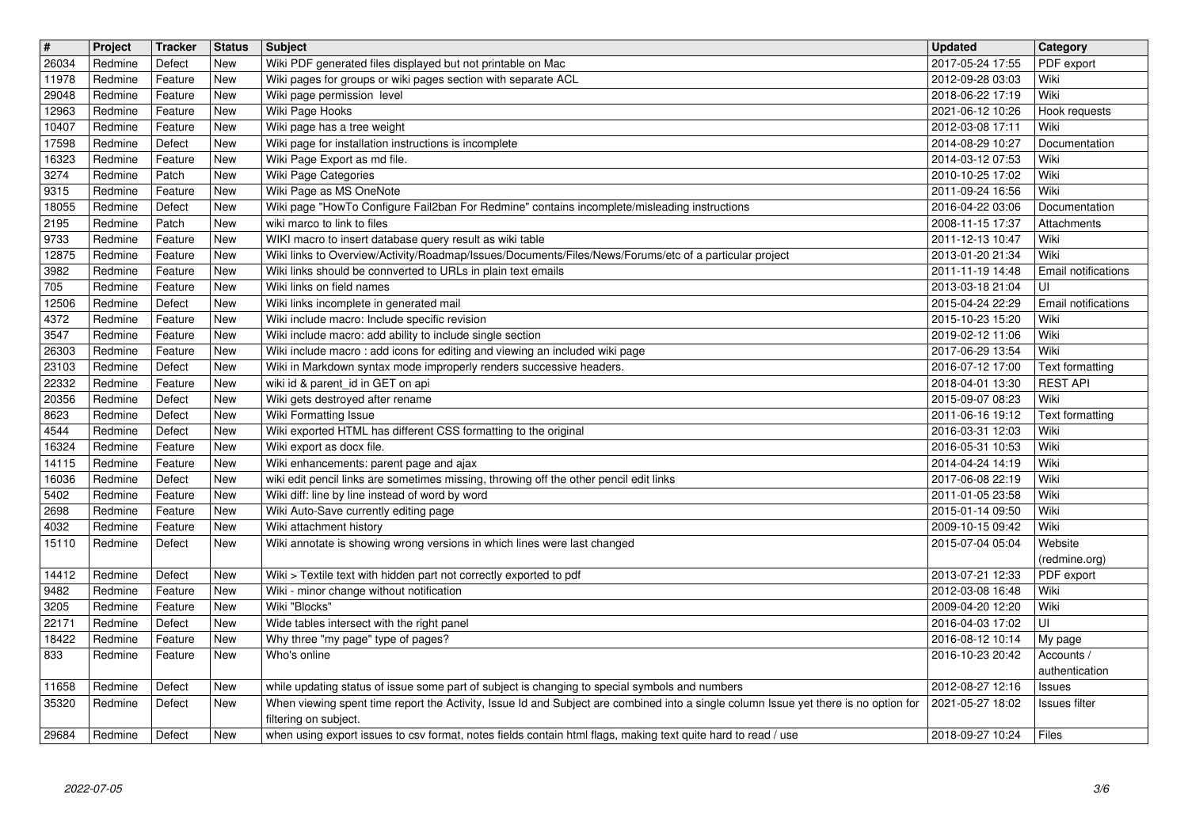| # | Project | Tracker | Status | Subject | Updated | Category |
|---|---|---|---|---|---|---|
| 26034 | Redmine | Defect | New | Wiki PDF generated files displayed but not printable on Mac | 2017-05-24 17:55 | PDF export |
| 11978 | Redmine | Feature | New | Wiki pages for groups or wiki pages section with separate ACL | 2012-09-28 03:03 | Wiki |
| 29048 | Redmine | Feature | New | Wiki page permission level | 2018-06-22 17:19 | Wiki |
| 12963 | Redmine | Feature | New | Wiki Page Hooks | 2021-06-12 10:26 | Hook requests |
| 10407 | Redmine | Feature | New | Wiki page has a tree weight | 2012-03-08 17:11 | Wiki |
| 17598 | Redmine | Defect | New | Wiki page for installation instructions is incomplete | 2014-08-29 10:27 | Documentation |
| 16323 | Redmine | Feature | New | Wiki Page Export as md file. | 2014-03-12 07:53 | Wiki |
| 3274 | Redmine | Patch | New | Wiki Page Categories | 2010-10-25 17:02 | Wiki |
| 9315 | Redmine | Feature | New | Wiki Page as MS OneNote | 2011-09-24 16:56 | Wiki |
| 18055 | Redmine | Defect | New | Wiki page "HowTo Configure Fail2ban For Redmine" contains incomplete/misleading instructions | 2016-04-22 03:06 | Documentation |
| 2195 | Redmine | Patch | New | wiki marco to link to files | 2008-11-15 17:37 | Attachments |
| 9733 | Redmine | Feature | New | WIKI macro to insert database query result as wiki table | 2011-12-13 10:47 | Wiki |
| 12875 | Redmine | Feature | New | Wiki links to Overview/Activity/Roadmap/Issues/Documents/Files/News/Forums/etc of a particular project | 2013-01-20 21:34 | Wiki |
| 3982 | Redmine | Feature | New | Wiki links should be connverted to URLs in plain text emails | 2011-11-19 14:48 | Email notifications |
| 705 | Redmine | Feature | New | Wiki links on field names | 2013-03-18 21:04 | UI |
| 12506 | Redmine | Defect | New | Wiki links incomplete in generated mail | 2015-04-24 22:29 | Email notifications |
| 4372 | Redmine | Feature | New | Wiki include macro: Include specific revision | 2015-10-23 15:20 | Wiki |
| 3547 | Redmine | Feature | New | Wiki include macro: add ability to include single section | 2019-02-12 11:06 | Wiki |
| 26303 | Redmine | Feature | New | Wiki include macro : add icons for editing and viewing an included wiki page | 2017-06-29 13:54 | Wiki |
| 23103 | Redmine | Defect | New | Wiki in Markdown syntax mode improperly renders successive headers. | 2016-07-12 17:00 | Text formatting |
| 22332 | Redmine | Feature | New | wiki id & parent_id in GET on api | 2018-04-01 13:30 | REST API |
| 20356 | Redmine | Defect | New | Wiki gets destroyed after rename | 2015-09-07 08:23 | Wiki |
| 8623 | Redmine | Defect | New | Wiki Formatting Issue | 2011-06-16 19:12 | Text formatting |
| 4544 | Redmine | Defect | New | Wiki exported HTML has different CSS formatting to the original | 2016-03-31 12:03 | Wiki |
| 16324 | Redmine | Feature | New | Wiki export as docx file. | 2016-05-31 10:53 | Wiki |
| 14115 | Redmine | Feature | New | Wiki enhancements: parent page and ajax | 2014-04-24 14:19 | Wiki |
| 16036 | Redmine | Defect | New | wiki edit pencil links are sometimes missing, throwing off the other pencil edit links | 2017-06-08 22:19 | Wiki |
| 5402 | Redmine | Feature | New | Wiki diff: line by line instead of word by word | 2011-01-05 23:58 | Wiki |
| 2698 | Redmine | Feature | New | Wiki Auto-Save currently editing page | 2015-01-14 09:50 | Wiki |
| 4032 | Redmine | Feature | New | Wiki attachment history | 2009-10-15 09:42 | Wiki |
| 15110 | Redmine | Defect | New | Wiki annotate is showing wrong versions in which lines were last changed | 2015-07-04 05:04 | Website (redmine.org) |
| 14412 | Redmine | Defect | New | Wiki > Textile text with hidden part not correctly exported to pdf | 2013-07-21 12:33 | PDF export |
| 9482 | Redmine | Feature | New | Wiki - minor change without notification | 2012-03-08 16:48 | Wiki |
| 3205 | Redmine | Feature | New | Wiki "Blocks" | 2009-04-20 12:20 | Wiki |
| 22171 | Redmine | Defect | New | Wide tables intersect with the right panel | 2016-04-03 17:02 | UI |
| 18422 | Redmine | Feature | New | Why three "my page" type of pages? | 2016-08-12 10:14 | My page |
| 833 | Redmine | Feature | New | Who's online | 2016-10-23 20:42 | Accounts / authentication |
| 11658 | Redmine | Defect | New | while updating status of issue some part of subject is changing to special symbols and numbers | 2012-08-27 12:16 | Issues |
| 35320 | Redmine | Defect | New | When viewing spent time report the Activity, Issue Id and Subject are combined into a single column Issue yet there is no option for filtering on subject. | 2021-05-27 18:02 | Issues filter |
| 29684 | Redmine | Defect | New | when using export issues to csv format, notes fields contain html flags, making text quite hard to read / use | 2018-09-27 10:24 | Files |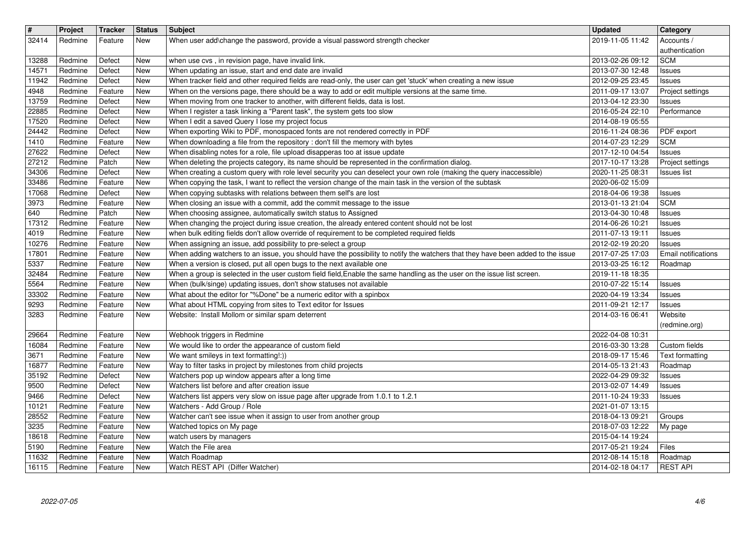| # | Project | Tracker | Status | Subject | Updated | Category |
|---|---|---|---|---|---|---|
| 32414 | Redmine | Feature | New | When user add\change the password, provide a visual password strength checker | 2019-11-05 11:42 | Accounts / authentication |
| 13288 | Redmine | Defect | New | when use cvs , in revision page, have invalid link. | 2013-02-26 09:12 | SCM |
| 14571 | Redmine | Defect | New | When updating an issue, start and end date are invalid | 2013-07-30 12:48 | Issues |
| 11942 | Redmine | Defect | New | When tracker field and other required fields are read-only, the user can get 'stuck' when creating a new issue | 2012-09-25 23:45 | Issues |
| 4948 | Redmine | Feature | New | When on the versions page, there should be a way to add or edit multiple versions at the same time. | 2011-09-17 13:07 | Project settings |
| 13759 | Redmine | Defect | New | When moving from one tracker to another, with different fields, data is lost. | 2013-04-12 23:30 | Issues |
| 22885 | Redmine | Defect | New | When I register a task linking a "Parent task", the system gets too slow | 2016-05-24 22:10 | Performance |
| 17520 | Redmine | Defect | New | When I edit a saved Query I lose my project focus | 2014-08-19 05:55 | |
| 24442 | Redmine | Defect | New | When exporting Wiki to PDF, monospaced fonts are not rendered correctly in PDF | 2016-11-24 08:36 | PDF export |
| 1410 | Redmine | Feature | New | When downloading a file from the repository : don't fill the memory with bytes | 2014-07-23 12:29 | SCM |
| 27622 | Redmine | Defect | New | When disabling notes for a role, file upload disapperas too at issue update | 2017-12-10 04:54 | Issues |
| 27212 | Redmine | Patch | New | When deleting the projects category, its name should be represented in the confirmation dialog. | 2017-10-17 13:28 | Project settings |
| 34306 | Redmine | Defect | New | When creating a custom query with role level security you can deselect your own role (making the query inaccessible) | 2020-11-25 08:31 | Issues list |
| 33486 | Redmine | Feature | New | When copying the task, I want to reflect the version change of the main task in the version of the subtask | 2020-06-02 15:09 | |
| 17068 | Redmine | Defect | New | When copying subtasks with relations between them self's are lost | 2018-04-06 19:38 | Issues |
| 3973 | Redmine | Feature | New | When closing an issue with a commit, add the commit message to the issue | 2013-01-13 21:04 | SCM |
| 640 | Redmine | Patch | New | When choosing assignee, automatically switch status to Assigned | 2013-04-30 10:48 | Issues |
| 17312 | Redmine | Feature | New | When changing the project during issue creation, the already entered content should not be lost | 2014-06-26 10:21 | Issues |
| 4019 | Redmine | Feature | New | when bulk editing fields don't allow override of requirement to be completed required fields | 2011-07-13 19:11 | Issues |
| 10276 | Redmine | Feature | New | When assigning an issue, add possibility to pre-select a group | 2012-02-19 20:20 | Issues |
| 17801 | Redmine | Feature | New | When adding watchers to an issue, you should have the possibility to notify the watchers that they have been added to the issue | 2017-07-25 17:03 | Email notifications |
| 5337 | Redmine | Feature | New | When a version is closed, put all open bugs to the next available one | 2013-03-25 16:12 | Roadmap |
| 32484 | Redmine | Feature | New | When a group is selected in the user custom field field,Enable the same handling as the user on the issue list screen. | 2019-11-18 18:35 | |
| 5564 | Redmine | Feature | New | When (bulk/singe) updating issues, don't show statuses not available | 2010-07-22 15:14 | Issues |
| 33302 | Redmine | Feature | New | What about the editor for "%Done" be a numeric editor with a spinbox | 2020-04-19 13:34 | Issues |
| 9293 | Redmine | Feature | New | What about HTML copying from sites to Text editor for Issues | 2011-09-21 12:17 | Issues |
| 3283 | Redmine | Feature | New | Website: Install Mollom or similar spam deterrent | 2014-03-16 06:41 | Website (redmine.org) |
| 29664 | Redmine | Feature | New | Webhook triggers in Redmine | 2022-04-08 10:31 | |
| 16084 | Redmine | Feature | New | We would like to order the appearance of custom field | 2016-03-30 13:28 | Custom fields |
| 3671 | Redmine | Feature | New | We want smileys in text formatting!:)) | 2018-09-17 15:46 | Text formatting |
| 16877 | Redmine | Feature | New | Way to filter tasks in project by milestones from child projects | 2014-05-13 21:43 | Roadmap |
| 35192 | Redmine | Defect | New | Watchers pop up window appears after a long time | 2022-04-29 09:32 | Issues |
| 9500 | Redmine | Defect | New | Watchers list before and after creation issue | 2013-02-07 14:49 | Issues |
| 9466 | Redmine | Defect | New | Watchers list appers very slow on issue page after upgrade from 1.0.1 to 1.2.1 | 2011-10-24 19:33 | Issues |
| 10121 | Redmine | Feature | New | Watchers - Add Group / Role | 2021-01-07 13:15 | |
| 28552 | Redmine | Feature | New | Watcher can't see issue when it assign to user from another group | 2018-04-13 09:21 | Groups |
| 3235 | Redmine | Feature | New | Watched topics on My page | 2018-07-03 12:22 | My page |
| 18618 | Redmine | Feature | New | watch users by managers | 2015-04-14 19:24 | |
| 5190 | Redmine | Feature | New | Watch the File area | 2017-05-21 19:24 | Files |
| 11632 | Redmine | Feature | New | Watch Roadmap | 2012-08-14 15:18 | Roadmap |
| 16115 | Redmine | Feature | New | Watch REST API (Differ Watcher) | 2014-02-18 04:17 | REST API |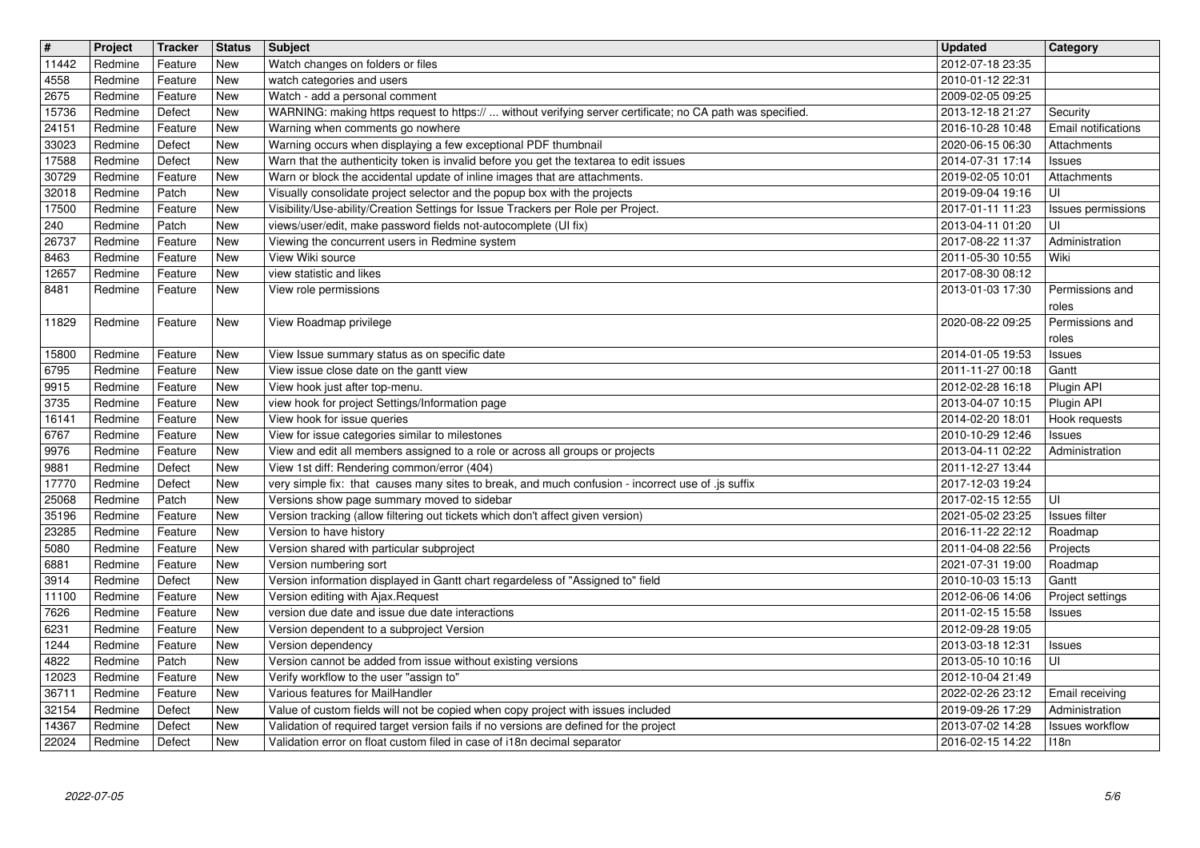| # | Project | Tracker | Status | Subject | Updated | Category |
| --- | --- | --- | --- | --- | --- | --- |
| 11442 | Redmine | Feature | New | Watch changes on folders or files | 2012-07-18 23:35 | |
| 4558 | Redmine | Feature | New | watch categories and users | 2010-01-12 22:31 | |
| 2675 | Redmine | Feature | New | Watch - add a personal comment | 2009-02-05 09:25 | |
| 15736 | Redmine | Defect | New | WARNING: making https request to https:// ... without verifying server certificate; no CA path was specified. | 2013-12-18 21:27 | Security |
| 24151 | Redmine | Feature | New | Warning when comments go nowhere | 2016-10-28 10:48 | Email notifications |
| 33023 | Redmine | Defect | New | Warning occurs when displaying a few exceptional PDF thumbnail | 2020-06-15 06:30 | Attachments |
| 17588 | Redmine | Defect | New | Warn that the authenticity token is invalid before you get the textarea to edit issues | 2014-07-31 17:14 | Issues |
| 30729 | Redmine | Feature | New | Warn or block the accidental update of inline images that are attachments. | 2019-02-05 10:01 | Attachments |
| 32018 | Redmine | Patch | New | Visually consolidate project selector and the popup box with the projects | 2019-09-04 19:16 | UI |
| 17500 | Redmine | Feature | New | Visibility/Use-ability/Creation Settings for Issue Trackers per Role per Project. | 2017-01-11 11:23 | Issues permissions |
| 240 | Redmine | Patch | New | views/user/edit, make password fields not-autocomplete (UI fix) | 2013-04-11 01:20 | UI |
| 26737 | Redmine | Feature | New | Viewing the concurrent users in Redmine system | 2017-08-22 11:37 | Administration |
| 8463 | Redmine | Feature | New | View Wiki source | 2011-05-30 10:55 | Wiki |
| 12657 | Redmine | Feature | New | view statistic and likes | 2017-08-30 08:12 | |
| 8481 | Redmine | Feature | New | View role permissions | 2013-01-03 17:30 | Permissions and roles |
| 11829 | Redmine | Feature | New | View Roadmap privilege | 2020-08-22 09:25 | Permissions and roles |
| 15800 | Redmine | Feature | New | View Issue summary status as on specific date | 2014-01-05 19:53 | Issues |
| 6795 | Redmine | Feature | New | View issue close date on the gantt view | 2011-11-27 00:18 | Gantt |
| 9915 | Redmine | Feature | New | View hook just after top-menu. | 2012-02-28 16:18 | Plugin API |
| 3735 | Redmine | Feature | New | view hook for project Settings/Information page | 2013-04-07 10:15 | Plugin API |
| 16141 | Redmine | Feature | New | View hook for issue queries | 2014-02-20 18:01 | Hook requests |
| 6767 | Redmine | Feature | New | View for issue categories similar to milestones | 2010-10-29 12:46 | Issues |
| 9976 | Redmine | Feature | New | View and edit all members assigned to a role or across all groups or projects | 2013-04-11 02:22 | Administration |
| 9881 | Redmine | Defect | New | View 1st diff: Rendering common/error (404) | 2011-12-27 13:44 | |
| 17770 | Redmine | Defect | New | very simple fix: that causes many sites to break, and much confusion - incorrect use of .js suffix | 2017-12-03 19:24 | |
| 25068 | Redmine | Patch | New | Versions show page summary moved to sidebar | 2017-02-15 12:55 | UI |
| 35196 | Redmine | Feature | New | Version tracking (allow filtering out tickets which don't affect given version) | 2021-05-02 23:25 | Issues filter |
| 23285 | Redmine | Feature | New | Version to have history | 2016-11-22 22:12 | Roadmap |
| 5080 | Redmine | Feature | New | Version shared with particular subproject | 2011-04-08 22:56 | Projects |
| 6881 | Redmine | Feature | New | Version numbering sort | 2021-07-31 19:00 | Roadmap |
| 3914 | Redmine | Defect | New | Version information displayed in Gantt chart regardeless of "Assigned to" field | 2010-10-03 15:13 | Gantt |
| 11100 | Redmine | Feature | New | Version editing with Ajax.Request | 2012-06-06 14:06 | Project settings |
| 7626 | Redmine | Feature | New | version due date and issue due date interactions | 2011-02-15 15:58 | Issues |
| 6231 | Redmine | Feature | New | Version dependent to a subproject Version | 2012-09-28 19:05 | |
| 1244 | Redmine | Feature | New | Version dependency | 2013-03-18 12:31 | Issues |
| 4822 | Redmine | Patch | New | Version cannot be added from issue without existing versions | 2013-05-10 10:16 | UI |
| 12023 | Redmine | Feature | New | Verify workflow to the user "assign to" | 2012-10-04 21:49 | |
| 36711 | Redmine | Feature | New | Various features for MailHandler | 2022-02-26 23:12 | Email receiving |
| 32154 | Redmine | Defect | New | Value of custom fields will not be copied when copy project with issues included | 2019-09-26 17:29 | Administration |
| 14367 | Redmine | Defect | New | Validation of required target version fails if no versions are defined for the project | 2013-07-02 14:28 | Issues workflow |
| 22024 | Redmine | Defect | New | Validation error on float custom filed in case of i18n decimal separator | 2016-02-15 14:22 | I18n |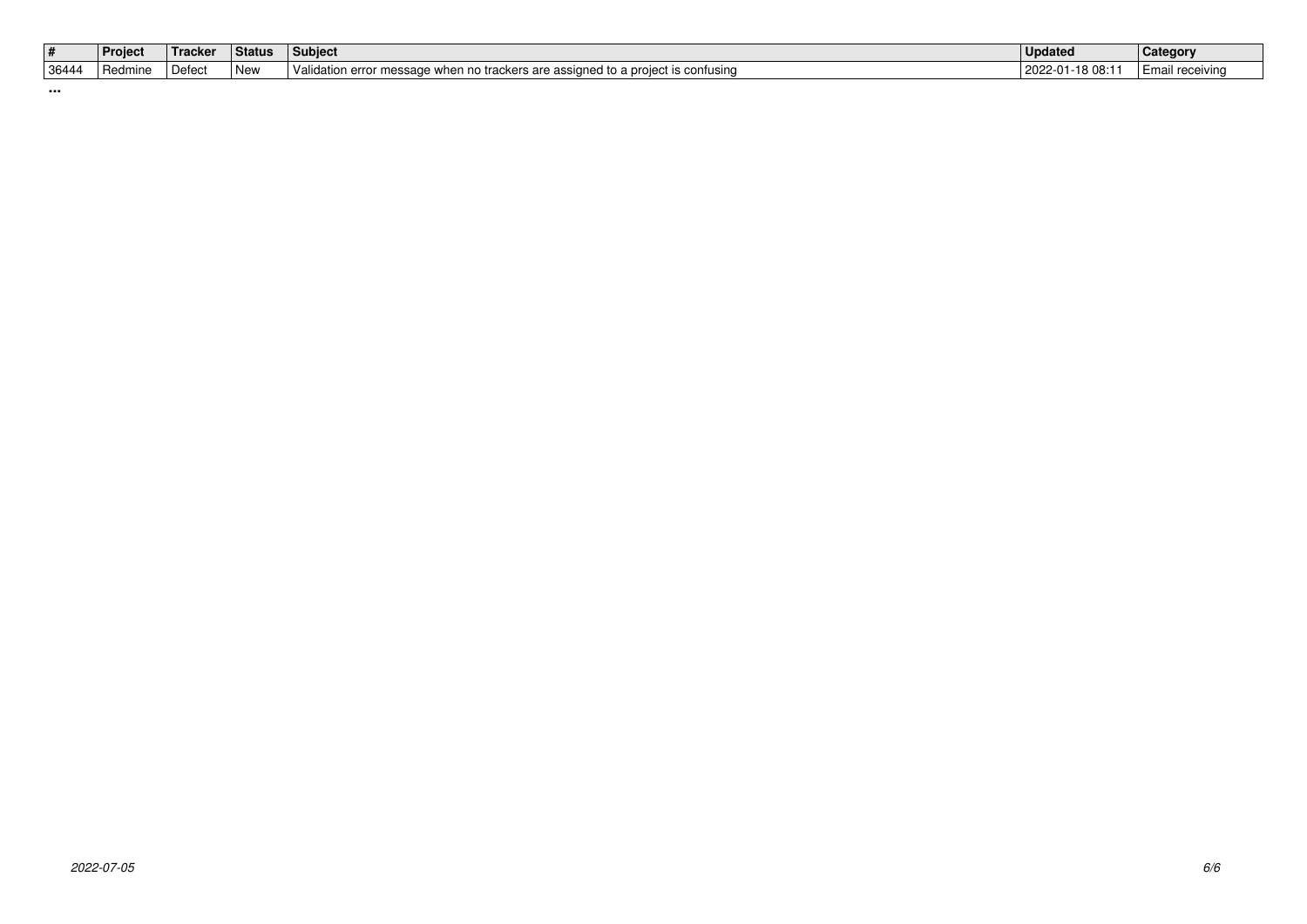| # | Project | Tracker | Status | Subject | Updated | Category |
|---|---|---|---|---|---|---|
| 36444 | Redmine | Defect | New | Validation error message when no trackers are assigned to a project is confusing | 2022-01-18 08:11 | Email receiving |

**...**